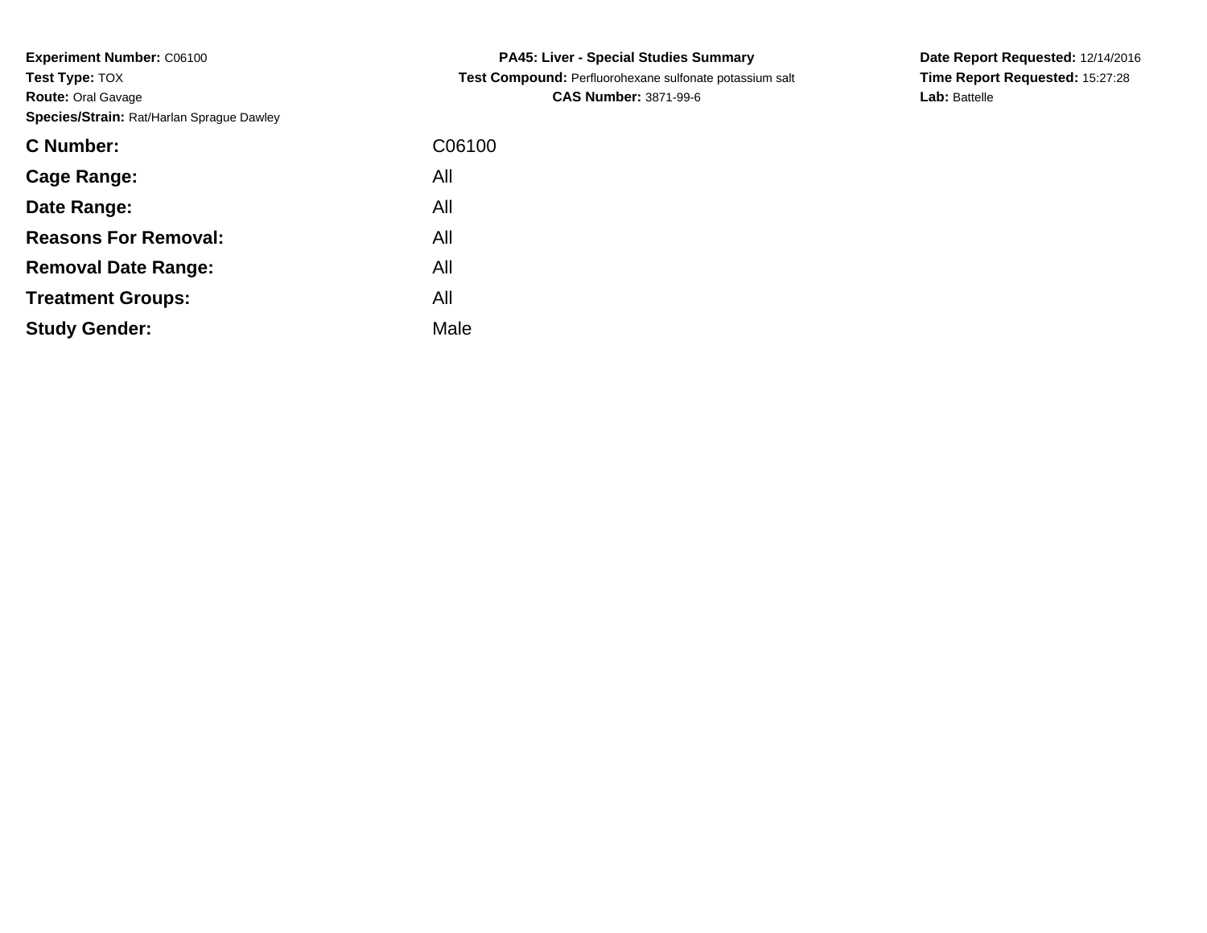**Experiment Number:** C06100
**Test Type:** TOX
**Route:** Oral Gavage
**Species/Strain:** Rat/Harlan Sprague Dawley

**PA45: Liver - Special Studies Summary**
**Test Compound:** Perfluorohexane sulfonate potassium salt
**CAS Number:** 3871-99-6

**Date Report Requested:** 12/14/2016
**Time Report Requested:** 15:27:28
**Lab:** Battelle

| | |
|---|---|
| **C Number:** | C06100 |
| **Cage Range:** | All |
| **Date Range:** | All |
| **Reasons For Removal:** | All |
| **Removal Date Range:** | All |
| **Treatment Groups:** | All |
| **Study Gender:** | Male |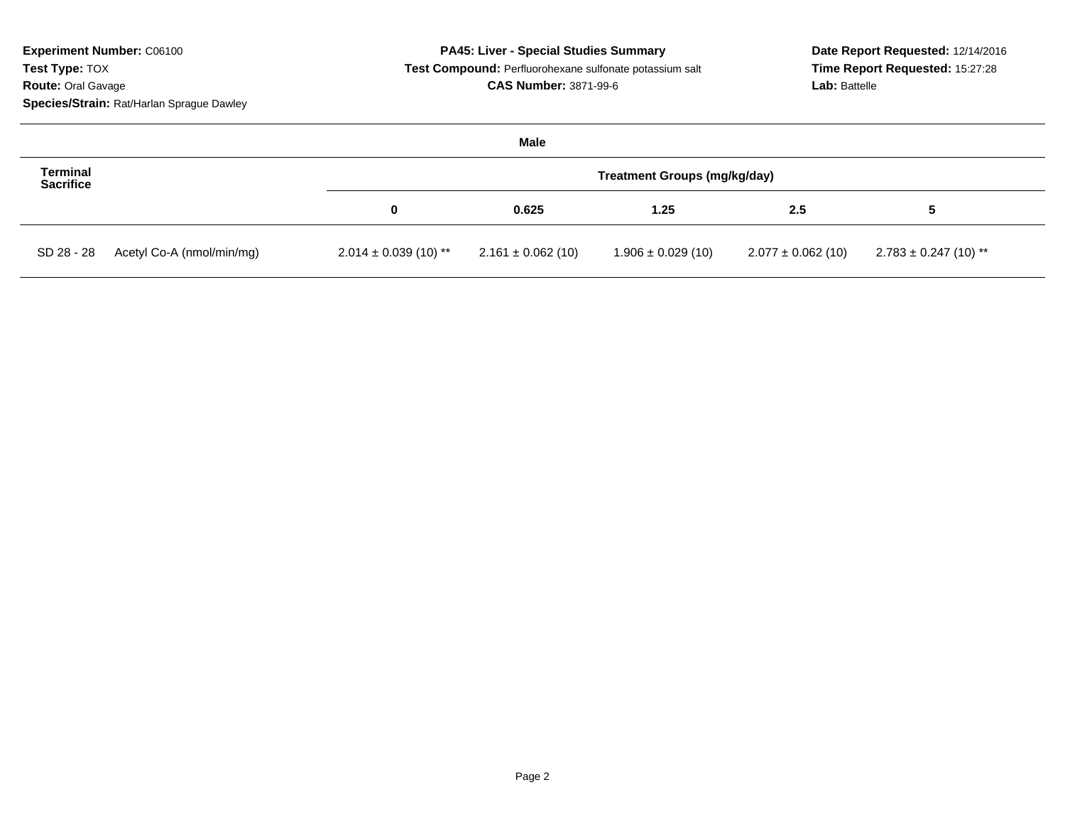**Experiment Number:** C06100
**Test Type:** TOX
**Route:** Oral Gavage
**Species/Strain:** Rat/Harlan Sprague Dawley

**PA45: Liver - Special Studies Summary**
**Test Compound:** Perfluorohexane sulfonate potassium salt
**CAS Number:** 3871-99-6

**Date Report Requested:** 12/14/2016
**Time Report Requested:** 15:27:28
**Lab:** Battelle

**Male**

| Terminal Sacrifice | | Treatment Groups (mg/kg/day) | | | | |
|---|---|---|---|---|---|---|
| | | 0 | 0.625 | 1.25 | 2.5 | 5 |
| SD 28 - 28 | Acetyl Co-A (nmol/min/mg) | 2.014 ± 0.039 (10) ** | 2.161 ± 0.062 (10) | 1.906 ± 0.029 (10) | 2.077 ± 0.062 (10) | 2.783 ± 0.247 (10) ** |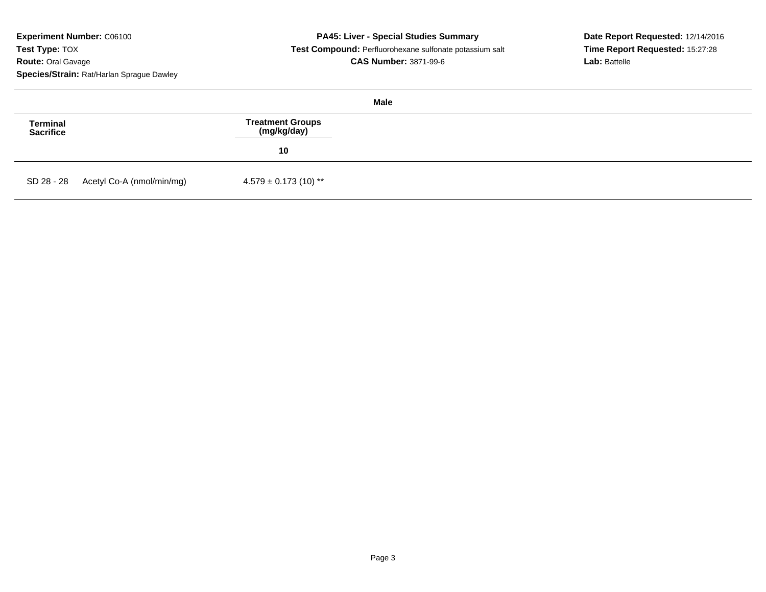**Experiment Number:** C06100
**Test Type:** TOX
**Route:** Oral Gavage
**Species/Strain:** Rat/Harlan Sprague Dawley

**PA45: Liver - Special Studies Summary**
**Test Compound:** Perfluorohexane sulfonate potassium salt
**CAS Number:** 3871-99-6

**Date Report Requested:** 12/14/2016
**Time Report Requested:** 15:27:28
**Lab:** Battelle

**Male**

| Terminal Sacrifice | | Treatment Groups (mg/kg/day) |
|---|---|---|
| | | 10 |
| SD 28 - 28 | Acetyl Co-A (nmol/min/mg) | 4.579 ± 0.173 (10) ** |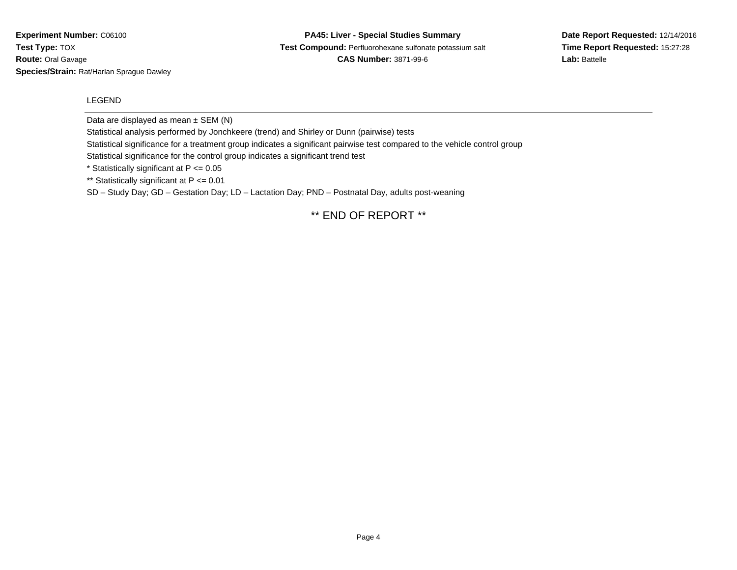LEGEND

Data are displayed as mean ± SEM (N)

Statistical analysis performed by Jonchkeere (trend) and Shirley or Dunn (pairwise) tests

Statistical significance for a treatment group indicates a significant pairwise test compared to the vehicle control group

Statistical significance for the control group indicates a significant trend test

* Statistically significant at P <= 0.05

** Statistically significant at P <= 0.01

SD – Study Day; GD – Gestation Day; LD – Lactation Day; PND – Postnatal Day, adults post-weaning

** END OF REPORT **